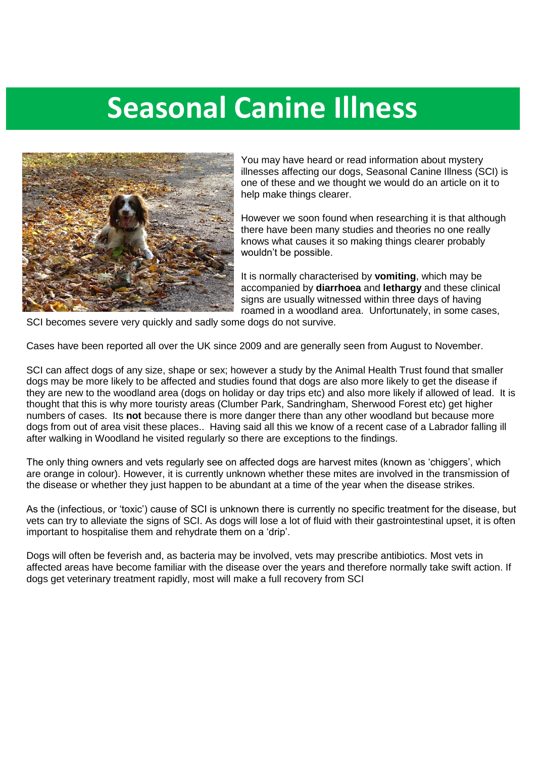# Seasonal Canine Illness

You may have heard or read information about mystery illnesses affecting our dogs, Seasonal Canine Illness (SCI) is one of these and we thought we would do an article on it to help make things clearer.

However we soon found when researching it is that although there have been many studies and theories no one really knows what causes it so making things clearer probably wouldn't be possible.

It is normally characterised by **vomiting**, which may be accompanied by **diarrhoea** and **lethargy** and these clinical signs are usually witnessed within three days of having roamed in a woodland area. Unfortunately, in some cases, SCI becomes severe very quickly and sadly some dogs do not survive.

Cases have been reported all over the UK since 2009 and are generally seen from August to November.

SCI can affect dogs of any size, shape or sex; however a study by the Animal Health Trust found that smaller dogs may be more likely to be affected and studies found that dogs are also more likely to get the disease if they are new to the woodland area (dogs on holiday or day trips etc) and also more likely if allowed of lead. It is thought that this is why more touristy areas (Clumber Park, Sandringham, Sherwood Forest etc) get higher numbers of cases. Its **not** because there is more danger there than any other woodland but because more dogs from out of area visit these places.. Having said all this we know of a recent case of a Labrador falling ill after walking in Woodland he visited regularly so there are exceptions to the findings.

The only thing owners and vets regularly see on affected dogs are harvest mites (known as 'chiggers', which are orange in colour). However, it is currently unknown whether these mites are involved in the transmission of the disease or whether they just happen to be abundant at a time of the year when the disease strikes.

As the (infectious, or 'toxic') cause of SCI is unknown there is currently no specific treatment for the disease, but vets can try to alleviate the signs of SCI. As dogs will lose a lot of fluid with their gastrointestinal upset, it is often important to hospitalise them and rehydrate them on a 'drip'.

Dogs will often be feverish and, as bacteria may be involved, vets may prescribe antibiotics. Most vets in affected areas have become familiar with the disease over the years and therefore normally take swift action. If dogs get veterinary treatment rapidly, most will make a full recovery from SCI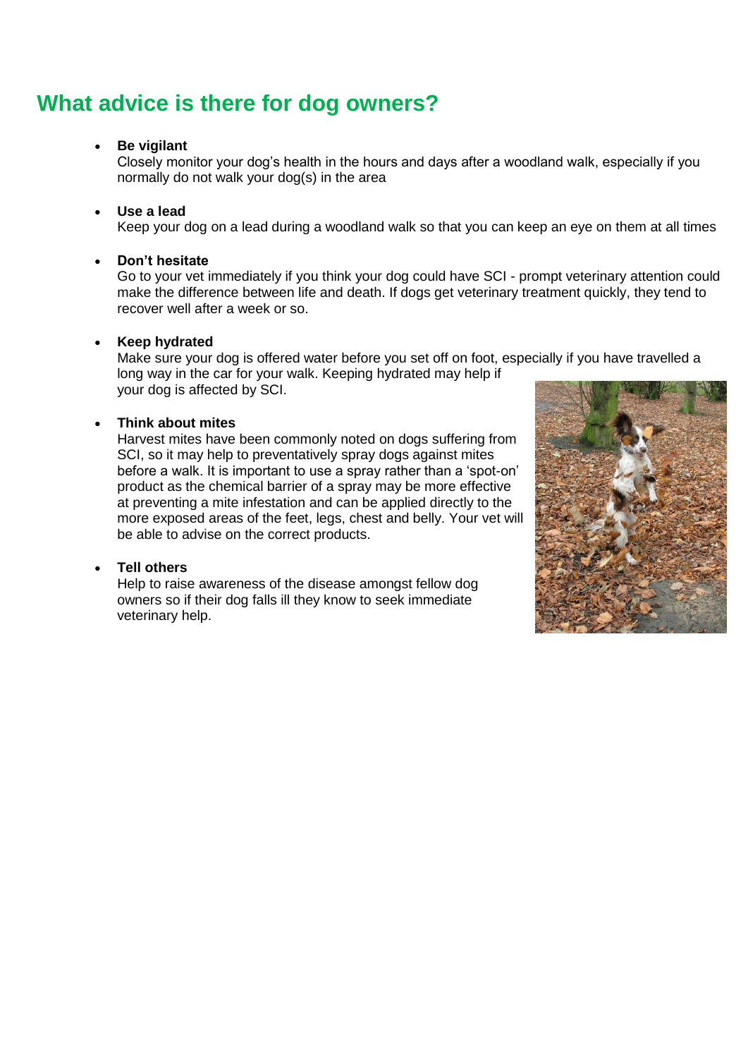## What advice is there for dog owners?

- **Be vigilant**
  Closely monitor your dog's health in the hours and days after a woodland walk, especially if you normally do not walk your dog(s) in the area

- **Use a lead**
  Keep your dog on a lead during a woodland walk so that you can keep an eye on them at all times

- **Don't hesitate**
  Go to your vet immediately if you think your dog could have SCI - prompt veterinary attention could make the difference between life and death. If dogs get veterinary treatment quickly, they tend to recover well after a week or so.

- **Keep hydrated**
  Make sure your dog is offered water before you set off on foot, especially if you have travelled a long way in the car for your walk. Keeping hydrated may help if your dog is affected by SCI.

- **Think about mites**
  Harvest mites have been commonly noted on dogs suffering from SCI, so it may help to preventatively spray dogs against mites before a walk. It is important to use a spray rather than a 'spot-on' product as the chemical barrier of a spray may be more effective at preventing a mite infestation and can be applied directly to the more exposed areas of the feet, legs, chest and belly. Your vet will be able to advise on the correct products.

- **Tell others**
  Help to raise awareness of the disease amongst fellow dog owners so if their dog falls ill they know to seek immediate veterinary help.